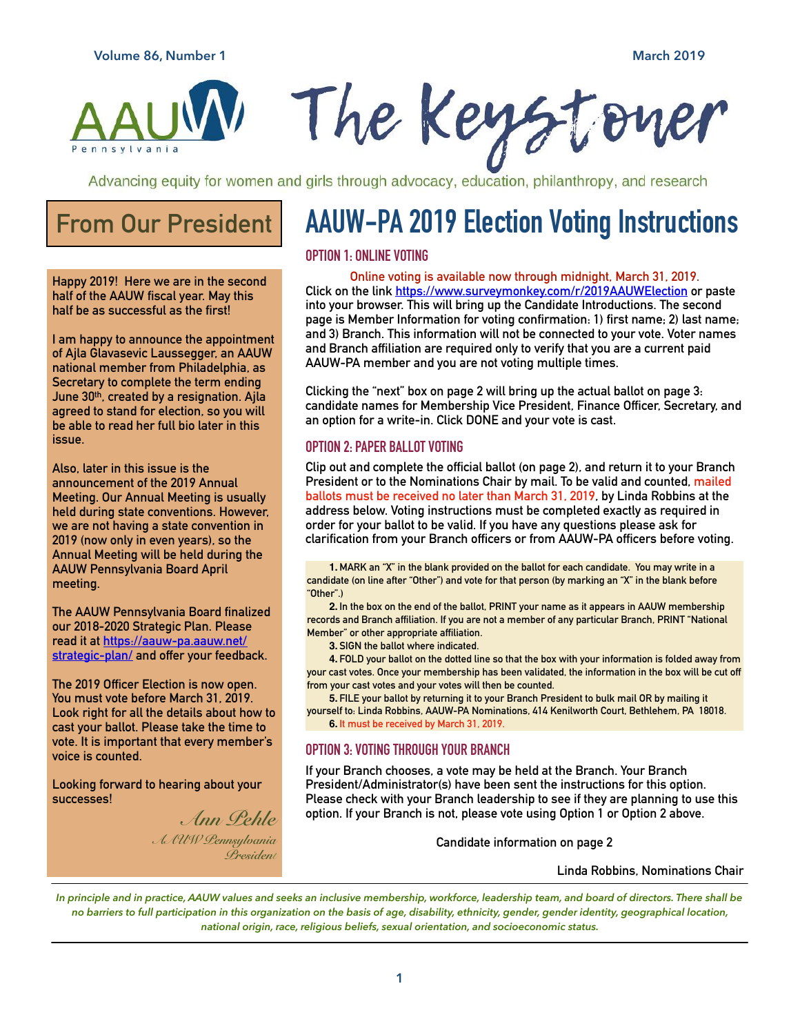# The Keystoner

AAUW Pennsylvania

Advancing equity for women and girls through advocacy, education, philanthropy, and research

## From Our President

Happy 2019! Here we are in the second half of the AAUW fiscal year. May this half be as successful as the first!

I am happy to announce the appointment of Ajla Glavasevic Laussegger, an AAUW national member from Philadelphia, as Secretary to complete the term ending June 30th, created by a resignation. Ajla agreed to stand for election, so you will be able to read her full bio later in this issue.

Also, later in this issue is the announcement of the 2019 Annual Meeting. Our Annual Meeting is usually held during state conventions. However, we are not having a state convention in 2019 (now only in even years), so the Annual Meeting will be held during the AAUW Pennsylvania Board April meeting.

The AAUW Pennsylvania Board finalized our 2018-2020 Strategic Plan. Please read it at https://aauw-pa.aauw.net/strategic-plan/ and offer your feedback.

The 2019 Officer Election is now open. You must vote before March 31, 2019. Look right for all the details about how to cast your ballot. Please take the time to vote. It is important that every member's voice is counted.

Looking forward to hearing about your successes!

*Ann Pehle*
*AAUW Pennsylvania President*

## AAUW-PA 2019 Election Voting Instructions

### OPTION 1: ONLINE VOTING

Online voting is available now through midnight, March 31, 2019.

Click on the link https://www.surveymonkey.com/r/2019AAUWElection or paste into your browser. This will bring up the Candidate Introductions. The second page is Member Information for voting confirmation: 1) first name; 2) last name; and 3) Branch. This information will not be connected to your vote. Voter names and Branch affiliation are required only to verify that you are a current paid AAUW-PA member and you are not voting multiple times.

Clicking the "next" box on page 2 will bring up the actual ballot on page 3: candidate names for Membership Vice President, Finance Officer, Secretary, and an option for a write-in. Click DONE and your vote is cast.

### OPTION 2: PAPER BALLOT VOTING

Clip out and complete the official ballot (on page 2), and return it to your Branch President or to the Nominations Chair by mail. To be valid and counted, mailed ballots must be received no later than March 31, 2019, by Linda Robbins at the address below. Voting instructions must be completed exactly as required in order for your ballot to be valid. If you have any questions please ask for clarification from your Branch officers or from AAUW-PA officers before voting.

**1.** MARK an "X" in the blank provided on the ballot for each candidate. You may write in a candidate (on line after "Other") and vote for that person (by marking an "X" in the blank before "Other".)

**2.** In the box on the end of the ballot, PRINT your name as it appears in AAUW membership records and Branch affiliation. If you are not a member of any particular Branch, PRINT "National Member" or other appropriate affiliation.

**3.** SIGN the ballot where indicated.

**4.** FOLD your ballot on the dotted line so that the box with your information is folded away from your cast votes. Once your membership has been validated, the information in the box will be cut off from your cast votes and your votes will then be counted.

**5.** FILE your ballot by returning it to your Branch President to bulk mail OR by mailing it yourself to: Linda Robbins, AAUW-PA Nominations, 414 Kenilworth Court, Bethlehem, PA 18018.

**6.** It must be received by March 31, 2019.

### OPTION 3: VOTING THROUGH YOUR BRANCH

If your Branch chooses, a vote may be held at the Branch. Your Branch President/Administrator(s) have been sent the instructions for this option. Please check with your Branch leadership to see if they are planning to use this option. If your Branch is not, please vote using Option 1 or Option 2 above.

Candidate information on page 2

Linda Robbins, Nominations Chair

*In principle and in practice, AAUW values and seeks an inclusive membership, workforce, leadership team, and board of directors. There shall be no barriers to full participation in this organization on the basis of age, disability, ethnicity, gender, gender identity, geographical location, national origin, race, religious beliefs, sexual orientation, and socioeconomic status.*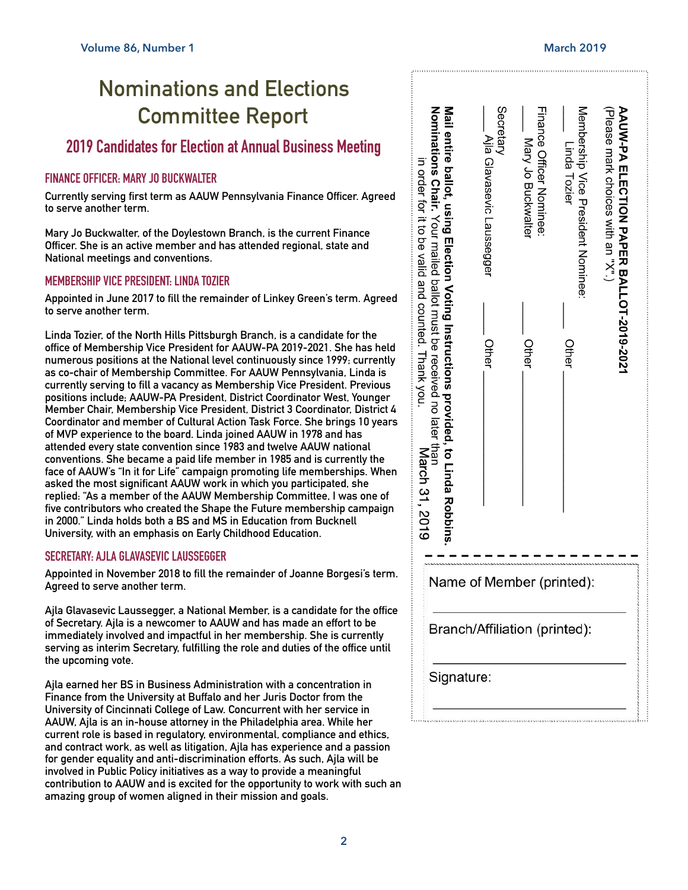# Nominations and Elections Committee Report

## 2019 Candidates for Election at Annual Business Meeting

### FINANCE OFFICER: MARY JO BUCKWALTER

Currently serving first term as AAUW Pennsylvania Finance Officer. Agreed to serve another term.

Mary Jo Buckwalter, of the Doylestown Branch, is the current Finance Officer. She is an active member and has attended regional, state and National meetings and conventions.

### MEMBERSHIP VICE PRESIDENT: LINDA TOZIER

Appointed in June 2017 to fill the remainder of Linkey Green's term. Agreed to serve another term.

Linda Tozier, of the North Hills Pittsburgh Branch, is a candidate for the office of Membership Vice President for AAUW-PA 2019-2021. She has held numerous positions at the National level continuously since 1999; currently as co-chair of Membership Committee. For AAUW Pennsylvania, Linda is currently serving to fill a vacancy as Membership Vice President. Previous positions include; AAUW-PA President, District Coordinator West, Younger Member Chair, Membership Vice President, District 3 Coordinator, District 4 Coordinator and member of Cultural Action Task Force. She brings 10 years of MVP experience to the board. Linda joined AAUW in 1978 and has attended every state convention since 1983 and twelve AAUW national conventions. She became a paid life member in 1985 and is currently the face of AAUW's "In it for Life" campaign promoting life memberships. When asked the most significant AAUW work in which you participated, she replied: "As a member of the AAUW Membership Committee, I was one of five contributors who created the Shape the Future membership campaign in 2000." Linda holds both a BS and MS in Education from Bucknell University, with an emphasis on Early Childhood Education.

### SECRETARY: AJLA GLAVASEVIC LAUSSEGGER

Appointed in November 2018 to fill the remainder of Joanne Borgesi's term. Agreed to serve another term.

Ajla Glavasevic Laussegger, a National Member, is a candidate for the office of Secretary. Ajla is a newcomer to AAUW and has made an effort to be immediately involved and impactful in her membership. She is currently serving as interim Secretary, fulfilling the role and duties of the office until the upcoming vote.

Ajla earned her BS in Business Administration with a concentration in Finance from the University at Buffalo and her Juris Doctor from the University of Cincinnati College of Law. Concurrent with her service in AAUW, Ajla is an in-house attorney in the Philadelphia area. While her current role is based in regulatory, environmental, compliance and ethics, and contract work, as well as litigation, Ajla has experience and a passion for gender equality and anti-discrimination efforts. As such, Ajla will be involved in Public Policy initiatives as a way to provide a meaningful contribution to AAUW and is excited for the opportunity to work with such an amazing group of women aligned in their mission and goals.

---

**AAUW-PA ELECTION PAPER BALLOT-2019-2021**
(Please mark choices with an "X".)

Membership Vice President Nominee:
___ Linda Tozier ___ Other ______________

Finance Officer Nominee:
___ Mary Jo Buckwalter ___ Other ______________

Secretary
___ Ajla Glavasevic Laussegger ___ Other ______________

**Mail entire ballot, using Election Voting Instructions provided, to Linda Robbins, Nominations Chair.** Your mailed ballot must be received no later than March 31, 2019 in order for it to be valid and counted. Thank you.

Name of Member (printed): ______________

Branch/Affiliation (printed): ______________

Signature: ______________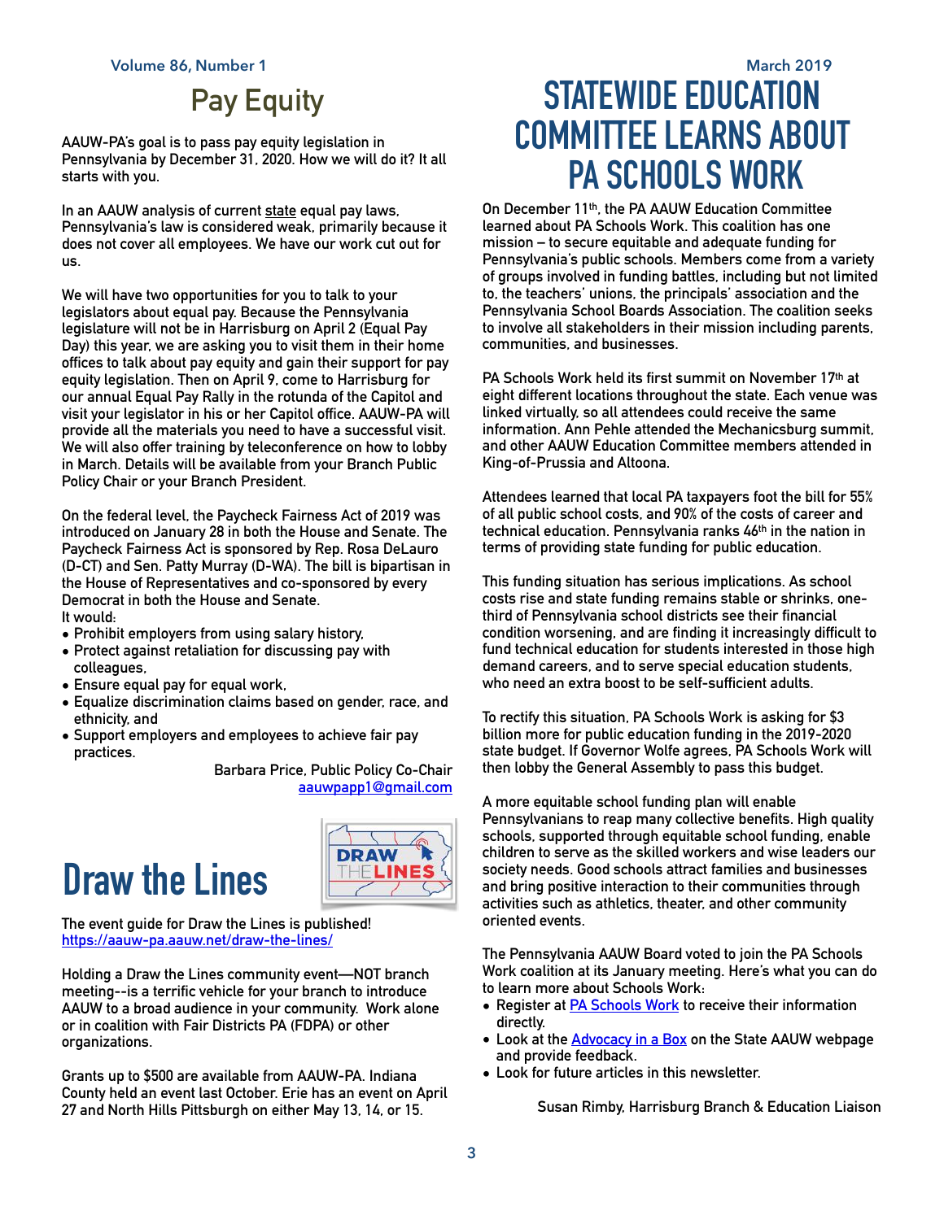# Pay Equity

AAUW-PA's goal is to pass pay equity legislation in Pennsylvania by December 31, 2020. How we will do it? It all starts with you.

In an AAUW analysis of current state equal pay laws, Pennsylvania's law is considered weak, primarily because it does not cover all employees. We have our work cut out for us.

We will have two opportunities for you to talk to your legislators about equal pay. Because the Pennsylvania legislature will not be in Harrisburg on April 2 (Equal Pay Day) this year, we are asking you to visit them in their home offices to talk about pay equity and gain their support for pay equity legislation. Then on April 9, come to Harrisburg for our annual Equal Pay Rally in the rotunda of the Capitol and visit your legislator in his or her Capitol office. AAUW-PA will provide all the materials you need to have a successful visit. We will also offer training by teleconference on how to lobby in March. Details will be available from your Branch Public Policy Chair or your Branch President.

On the federal level, the Paycheck Fairness Act of 2019 was introduced on January 28 in both the House and Senate. The Paycheck Fairness Act is sponsored by Rep. Rosa DeLauro (D-CT) and Sen. Patty Murray (D-WA). The bill is bipartisan in the House of Representatives and co-sponsored by every Democrat in both the House and Senate.

It would:

- Prohibit employers from using salary history,
- Protect against retaliation for discussing pay with colleagues,
- Ensure equal pay for equal work,
- Equalize discrimination claims based on gender, race, and ethnicity, and
- Support employers and employees to achieve fair pay practices.

Barbara Price, Public Policy Co-Chair
aauwpapp1@gmail.com

# Draw the Lines

The event guide for Draw the Lines is published!
https://aauw-pa.aauw.net/draw-the-lines/

Holding a Draw the Lines community event—NOT branch meeting--is a terrific vehicle for your branch to introduce AAUW to a broad audience in your community. Work alone or in coalition with Fair Districts PA (FDPA) or other organizations.

Grants up to $500 are available from AAUW-PA. Indiana County held an event last October. Erie has an event on April 27 and North Hills Pittsburgh on either May 13, 14, or 15.

# STATEWIDE EDUCATION COMMITTEE LEARNS ABOUT PA SCHOOLS WORK

On December 11th, the PA AAUW Education Committee learned about PA Schools Work. This coalition has one mission – to secure equitable and adequate funding for Pennsylvania's public schools. Members come from a variety of groups involved in funding battles, including but not limited to, the teachers' unions, the principals' association and the Pennsylvania School Boards Association. The coalition seeks to involve all stakeholders in their mission including parents, communities, and businesses.

PA Schools Work held its first summit on November 17th at eight different locations throughout the state. Each venue was linked virtually, so all attendees could receive the same information. Ann Pehle attended the Mechanicsburg summit, and other AAUW Education Committee members attended in King-of-Prussia and Altoona.

Attendees learned that local PA taxpayers foot the bill for 55% of all public school costs, and 90% of the costs of career and technical education. Pennsylvania ranks 46th in the nation in terms of providing state funding for public education.

This funding situation has serious implications. As school costs rise and state funding remains stable or shrinks, one-third of Pennsylvania school districts see their financial condition worsening, and are finding it increasingly difficult to fund technical education for students interested in those high demand careers, and to serve special education students, who need an extra boost to be self-sufficient adults.

To rectify this situation, PA Schools Work is asking for $3 billion more for public education funding in the 2019-2020 state budget. If Governor Wolfe agrees, PA Schools Work will then lobby the General Assembly to pass this budget.

A more equitable school funding plan will enable Pennsylvanians to reap many collective benefits. High quality schools, supported through equitable school funding, enable children to serve as the skilled workers and wise leaders our society needs. Good schools attract families and businesses and bring positive interaction to their communities through activities such as athletics, theater, and other community oriented events.

The Pennsylvania AAUW Board voted to join the PA Schools Work coalition at its January meeting. Here's what you can do to learn more about Schools Work:

- Register at PA Schools Work to receive their information directly.
- Look at the Advocacy in a Box on the State AAUW webpage and provide feedback.
- Look for future articles in this newsletter.

Susan Rimby, Harrisburg Branch & Education Liaison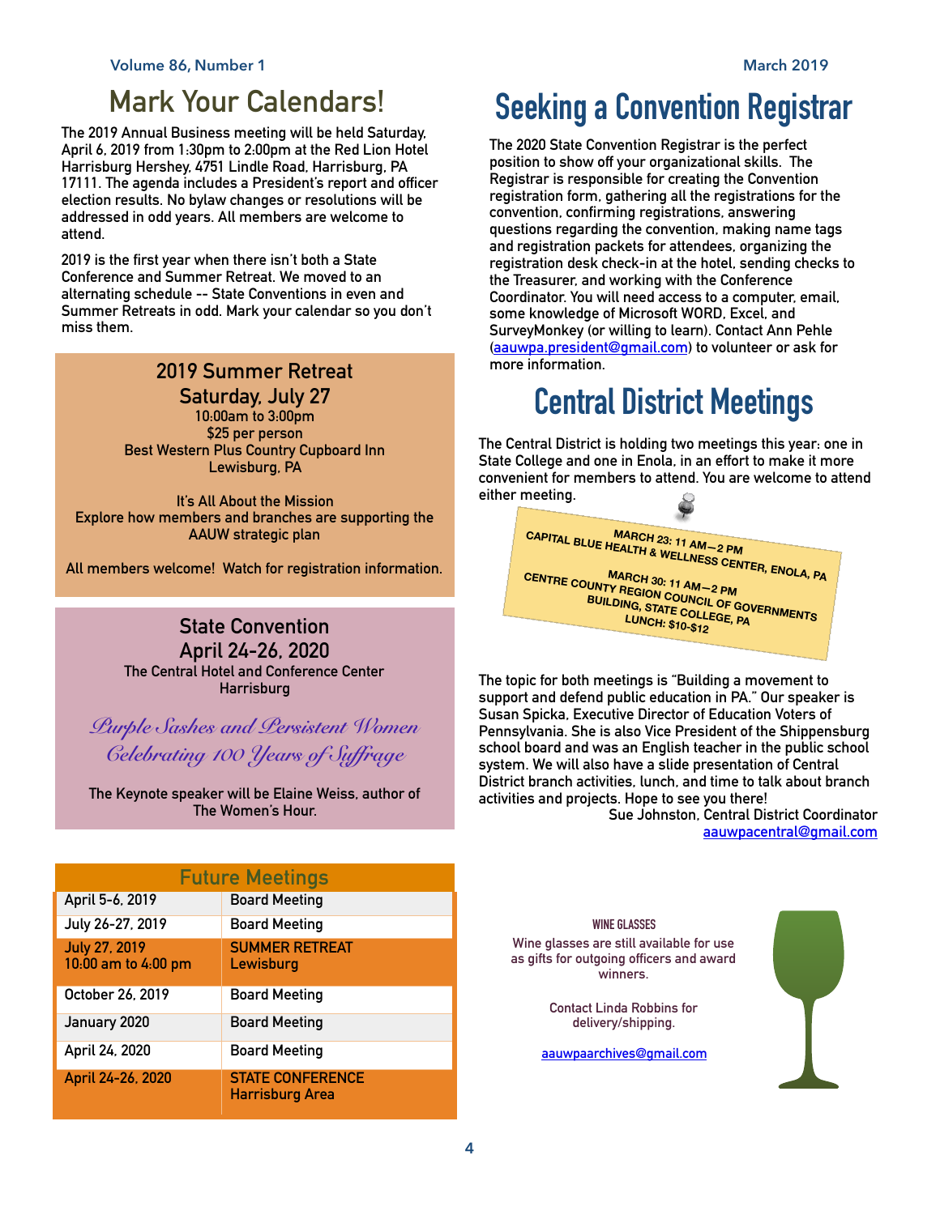# Mark Your Calendars!

The 2019 Annual Business meeting will be held Saturday, April 6, 2019 from 1:30pm to 2:00pm at the Red Lion Hotel Harrisburg Hershey, 4751 Lindle Road, Harrisburg, PA 17111. The agenda includes a President's report and officer election results. No bylaw changes or resolutions will be addressed in odd years. All members are welcome to attend.

2019 is the first year when there isn't both a State Conference and Summer Retreat. We moved to an alternating schedule -- State Conventions in even and Summer Retreats in odd. Mark your calendar so you don't miss them.

### 2019 Summer Retreat
### Saturday, July 27

10:00am to 3:00pm
$25 per person
Best Western Plus Country Cupboard Inn
Lewisburg, PA

It's All About the Mission
Explore how members and branches are supporting the AAUW strategic plan

All members welcome! Watch for registration information.

### State Convention
### April 24-26, 2020

The Central Hotel and Conference Center
Harrisburg

*Purple Sashes and Persistent Women*
*Celebrating 100 Years of Suffrage*

The Keynote speaker will be Elaine Weiss, author of The Women's Hour.

| Future Meetings | |
|---|---|
| April 5-6, 2019 | Board Meeting |
| July 26-27, 2019 | Board Meeting |
| July 27, 2019<br>10:00 am to 4:00 pm | SUMMER RETREAT<br>Lewisburg |
| October 26, 2019 | Board Meeting |
| January 2020 | Board Meeting |
| April 24, 2020 | Board Meeting |
| April 24-26, 2020 | STATE CONFERENCE<br>Harrisburg Area |

# Seeking a Convention Registrar

The 2020 State Convention Registrar is the perfect position to show off your organizational skills. The Registrar is responsible for creating the Convention registration form, gathering all the registrations for the convention, confirming registrations, answering questions regarding the convention, making name tags and registration packets for attendees, organizing the registration desk check-in at the hotel, sending checks to the Treasurer, and working with the Conference Coordinator. You will need access to a computer, email, some knowledge of Microsoft WORD, Excel, and SurveyMonkey (or willing to learn). Contact Ann Pehle (aauwpa.president@gmail.com) to volunteer or ask for more information.

# Central District Meetings

The Central District is holding two meetings this year: one in State College and one in Enola, in an effort to make it more convenient for members to attend. You are welcome to attend either meeting.

**MARCH 23: 11 AM—2 PM**
**CAPITAL BLUE HEALTH & WELLNESS CENTER, ENOLA, PA**

**MARCH 30: 11 AM—2 PM**
**CENTRE COUNTY REGION COUNCIL OF GOVERNMENTS BUILDING, STATE COLLEGE, PA**
**LUNCH: $10-$12**

The topic for both meetings is "Building a movement to support and defend public education in PA." Our speaker is Susan Spicka, Executive Director of Education Voters of Pennsylvania. She is also Vice President of the Shippensburg school board and was an English teacher in the public school system. We will also have a slide presentation of Central District branch activities, lunch, and time to talk about branch activities and projects. Hope to see you there!

Sue Johnston, Central District Coordinator
aauwpacentral@gmail.com

**WINE GLASSES**

Wine glasses are still available for use as gifts for outgoing officers and award winners.

Contact Linda Robbins for delivery/shipping.

aauwpaarchives@gmail.com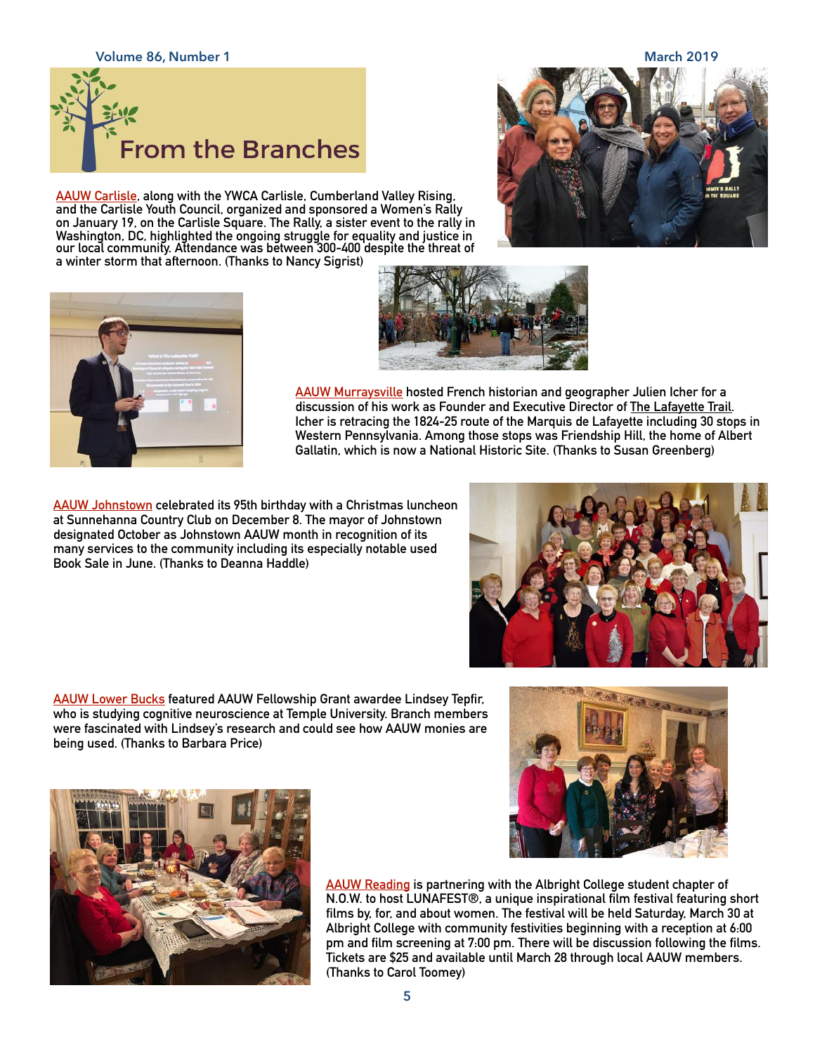# From the Branches

AAUW Carlisle, along with the YWCA Carlisle, Cumberland Valley Rising, and the Carlisle Youth Council, organized and sponsored a Women's Rally on January 19, on the Carlisle Square. The Rally, a sister event to the rally in Washington, DC, highlighted the ongoing struggle for equality and justice in our local community. Attendance was between 300-400 despite the threat of a winter storm that afternoon. (Thanks to Nancy Sigrist)

AAUW Murraysville hosted French historian and geographer Julien Icher for a discussion of his work as Founder and Executive Director of The Lafayette Trail. Icher is retracing the 1824-25 route of the Marquis de Lafayette including 30 stops in Western Pennsylvania. Among those stops was Friendship Hill, the home of Albert Gallatin, which is now a National Historic Site. (Thanks to Susan Greenberg)

AAUW Johnstown celebrated its 95th birthday with a Christmas luncheon at Sunnehanna Country Club on December 8. The mayor of Johnstown designated October as Johnstown AAUW month in recognition of its many services to the community including its especially notable used Book Sale in June. (Thanks to Deanna Haddle)

AAUW Lower Bucks featured AAUW Fellowship Grant awardee Lindsey Tepfir, who is studying cognitive neuroscience at Temple University. Branch members were fascinated with Lindsey's research and could see how AAUW monies are being used. (Thanks to Barbara Price)

AAUW Reading is partnering with the Albright College student chapter of N.O.W. to host LUNAFEST®, a unique inspirational film festival featuring short films by, for, and about women. The festival will be held Saturday, March 30 at Albright College with community festivities beginning with a reception at 6:00 pm and film screening at 7:00 pm. There will be discussion following the films. Tickets are $25 and available until March 28 through local AAUW members. (Thanks to Carol Toomey)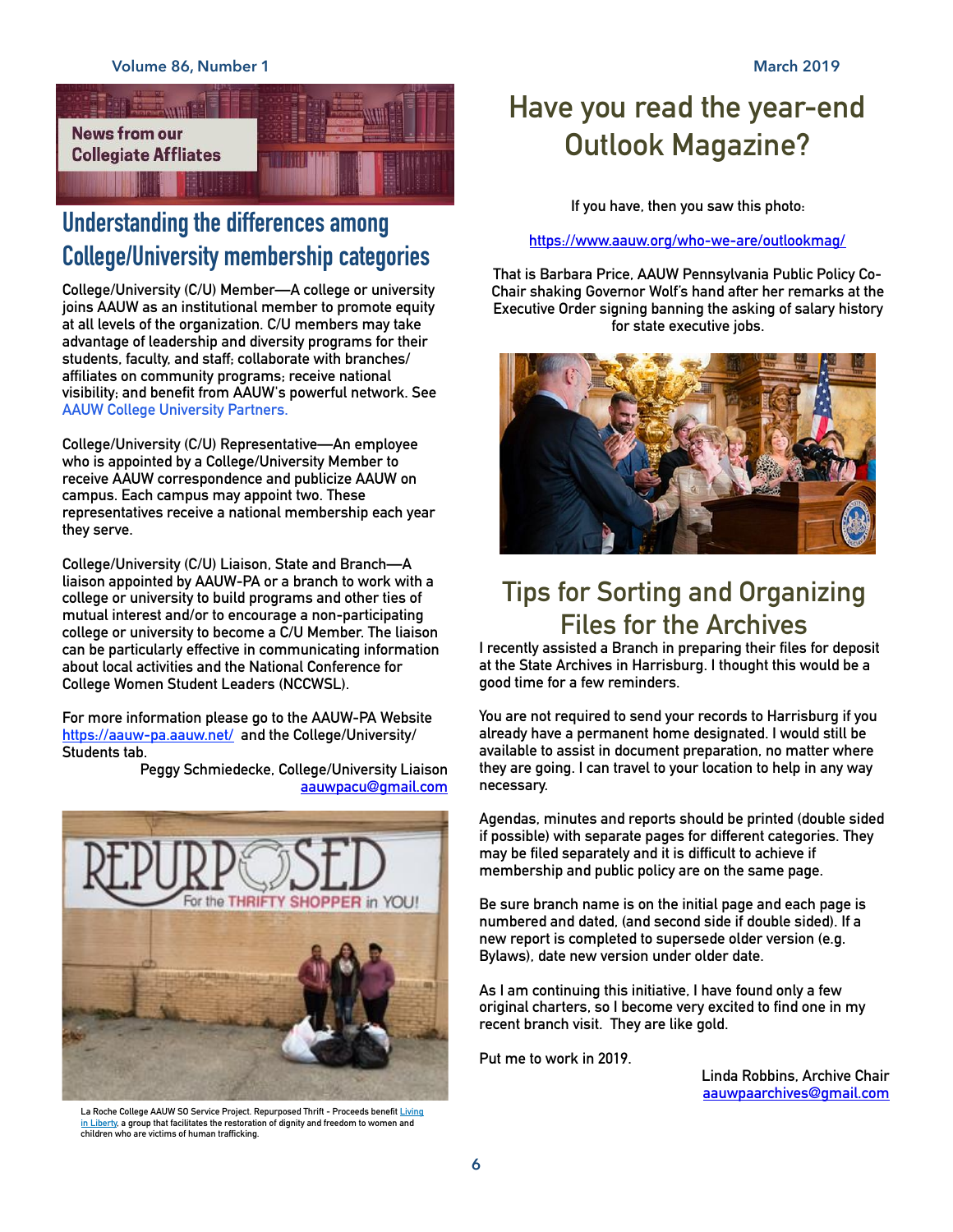News from our Collegiate Affliates

## Understanding the differences among College/University membership categories

College/University (C/U) Member—A college or university joins AAUW as an institutional member to promote equity at all levels of the organization. C/U members may take advantage of leadership and diversity programs for their students, faculty, and staff; collaborate with branches/affiliates on community programs; receive national visibility; and benefit from AAUW's powerful network. See AAUW College University Partners.

College/University (C/U) Representative—An employee who is appointed by a College/University Member to receive AAUW correspondence and publicize AAUW on campus. Each campus may appoint two. These representatives receive a national membership each year they serve.

College/University (C/U) Liaison, State and Branch—A liaison appointed by AAUW-PA or a branch to work with a college or university to build programs and other ties of mutual interest and/or to encourage a non-participating college or university to become a C/U Member. The liaison can be particularly effective in communicating information about local activities and the National Conference for College Women Student Leaders (NCCWSL).

For more information please go to the AAUW-PA Website https://aauw-pa.aauw.net/ and the College/University/ Students tab.

Peggy Schmiedecke, College/University Liaison
aauwpacu@gmail.com

La Roche College AAUW SO Service Project. Repurposed Thrift - Proceeds benefit Living in Liberty, a group that facilitates the restoration of dignity and freedom to women and children who are victims of human trafficking.

# Have you read the year-end Outlook Magazine?

If you have, then you saw this photo:

https://www.aauw.org/who-we-are/outlookmag/

That is Barbara Price, AAUW Pennsylvania Public Policy Co-Chair shaking Governor Wolf's hand after her remarks at the Executive Order signing banning the asking of salary history for state executive jobs.

# Tips for Sorting and Organizing Files for the Archives

I recently assisted a Branch in preparing their files for deposit at the State Archives in Harrisburg. I thought this would be a good time for a few reminders.

You are not required to send your records to Harrisburg if you already have a permanent home designated. I would still be available to assist in document preparation, no matter where they are going. I can travel to your location to help in any way necessary.

Agendas, minutes and reports should be printed (double sided if possible) with separate pages for different categories. They may be filed separately and it is difficult to achieve if membership and public policy are on the same page.

Be sure branch name is on the initial page and each page is numbered and dated, (and second side if double sided). If a new report is completed to supersede older version (e.g. Bylaws), date new version under older date.

As I am continuing this initiative, I have found only a few original charters, so I become very excited to find one in my recent branch visit. They are like gold.

Put me to work in 2019.

Linda Robbins, Archive Chair
aauwpaarchives@gmail.com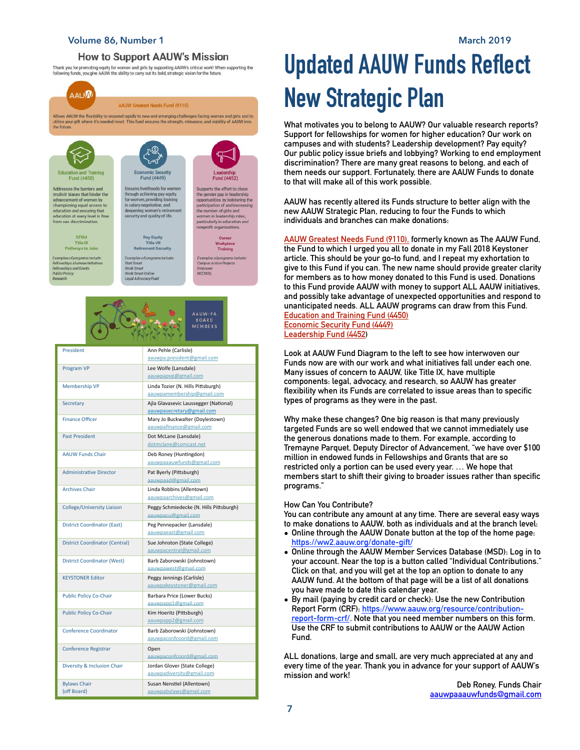## How to Support AAUW's Mission

Thank you for promoting equity for women and girls by supporting AAUW's critical work! When supporting the following funds, you give AAUW the ability to carry out its bold, strategic vision for the future.

**AAUW Greatest Needs Fund (9110)**

Allows AAUW the flexibility to respond rapidly to new and emerging challenges facing women and girls and to utilize your gift where it's needed most. This fund ensures the strength, relevance, and viability of AAUW into the future.

**Education and Training Fund (4450)**

Addresses the barriers and implicit biases that hinder the advancement of women by championing equal access to education and ensuring that education at every level is free from sex discrimination.

STEM
Title IX
Pathways to Jobs

*Examples of programs include: Fellowships Alumnae Initiatives Fellowships and Grants Public Policy Research*

**Economic Security Fund (4449)**

Ensures livelihoods for women through achieving pay equity for women, providing training in salary negotiation, and deepening women's retirement security and quality of life.

Pay Equity
Title VII
Retirement Security

*Examples of programs include: Start Smart Work Smart Work Smart Online Legal Advocacy Fund*

**Leadership Fund (4452)**

Supports the effort to close the gender gap in leadership opportunities by bolstering the participation of and increasing the number of girls and women in leadership roles, particularly in education and nonprofit organizations.

Career
Workplace
Training

*Examples of programs include: Campus Action Projects Empower NCCWSL*

AAUW-PA BOARD MEMBERS

| Position | Name / Email |
|---|---|
| President | Ann Pehle (Carlisle) aauwpa.president@gmail.com |
| Program VP | Lee Wolfe (Lansdale) aauwpapvp@gmail.com |
| Membership VP | Linda Tozier (N. Hills Pittsburgh) aauwpamembership@gmail.com |
| Secretary | Ajla Glavasevic Laussegger (National) aauwpasecretary@gmail.com |
| Finance Officer | Mary Jo Buckwalter (Doylestown) aauwpafinance@gmail.com |
| Past President | Dot McLane (Lansdale) dotmclane@comcast.net |
| AAUW Funds Chair | Deb Roney (Huntingdon) aauwpaaauwfunds@gmail.com |
| Administrative Director | Pat Byerly (Pittsburgh) aauwpaad@gmail.com |
| Archives Chair | Linda Robbins (Allentown) aauwpaarchives@gmail.com |
| College/University Liaison | Peggy Schmiedecke (N. Hills Pittsburgh) aauwpacu@gmail.com |
| District Coordinator (East) | Peg Pennepacker (Lansdale) aauwpaeast@gmail.com |
| District Coordinator (Central) | Sue Johnston (State College) aauwpacentral@gmail.com |
| District Coordinator (West) | Barb Zaborowski (Johnstown) aauwpawest@gmail.com |
| KEYSTONER Editor | Peggy Jennings (Carlisle) aauwpakeystoner@gmail.com |
| Public Policy Co-Chair | Barbara Price (Lower Bucks) aauwpapp1@gmail.com |
| Public Policy Co-Chair | Kim Hoeritz (Pittsburgh) aauwpapp2@gmail.com |
| Conference Coordinator | Barb Zaborowski (Johnstown) aauwpaconfcoord@gmail.com |
| Conference Registrar | Open aauwpaconfcoord@gmail.com |
| Diversity & Inclusion Chair | Jordan Glover (State College) aauwpadiversity@gmail.com |
| Bylaws Chair (off Board) | Susan Nenstiel (Allentown) aauwpabylaws@gmail.com |

# Updated AAUW Funds Reflect New Strategic Plan

What motivates you to belong to AAUW? Our valuable research reports? Support for fellowships for women for higher education? Our work on campuses and with students? Leadership development? Pay equity? Our public policy issue briefs and lobbying? Working to end employment discrimination? There are many great reasons to belong, and each of them needs our support. Fortunately, there are AAUW Funds to donate to that will make all of this work possible.

AAUW has recently altered its Funds structure to better align with the new AAUW Strategic Plan, reducing to four the Funds to which individuals and branches can make donations:

AAUW Greatest Needs Fund (9110), formerly known as The AAUW Fund, the Fund to which I urged you all to donate in my Fall 2018 Keystoner article. This should be your go-to fund, and I repeat my exhortation to give to this Fund if you can. The new name should provide greater clarity for members as to how money donated to this Fund is used. Donations to this Fund provide AAUW with money to support ALL AAUW initiatives, and possibly take advantage of unexpected opportunities and respond to unanticipated needs. ALL AAUW programs can draw from this Fund.
Education and Training Fund (4450)
Economic Security Fund (4449)
Leadership Fund (4452)

Look at AAUW Fund Diagram to the left to see how interwoven our Funds now are with our work and what initiatives fall under each one. Many issues of concern to AAUW, like Title IX, have multiple components: legal, advocacy, and research, so AAUW has greater flexibility when its Funds are correlated to issue areas than to specific types of programs as they were in the past.

Why make these changes? One big reason is that many previously targeted Funds are so well endowed that we cannot immediately use the generous donations made to them. For example, according to Tremayne Parquet, Deputy Director of Advancement, "we have over $100 million in endowed funds in Fellowships and Grants that are so restricted only a portion can be used every year. … We hope that members start to shift their giving to broader issues rather than specific programs."

How Can You Contribute?
You can contribute any amount at any time. There are several easy ways to make donations to AAUW, both as individuals and at the branch level:

- Online through the AAUW Donate button at the top of the home page: https://ww2.aauw.org/donate-gift/
- Online through the AAUW Member Services Database (MSD): Log in to your account. Near the top is a button called "Individual Contributions." Click on that, and you will get at the top an option to donate to any AAUW fund. At the bottom of that page will be a list of all donations you have made to date this calendar year.
- By mail (paying by credit card or check): Use the new Contribution Report Form (CRF): https://www.aauw.org/resource/contribution-report-form-crf/. Note that you need member numbers on this form. Use the CRF to submit contributions to AAUW or the AAUW Action Fund.

ALL donations, large and small, are very much appreciated at any and every time of the year. Thank you in advance for your support of AAUW's mission and work!

Deb Roney, Funds Chair
aauwpaaauwfunds@gmail.com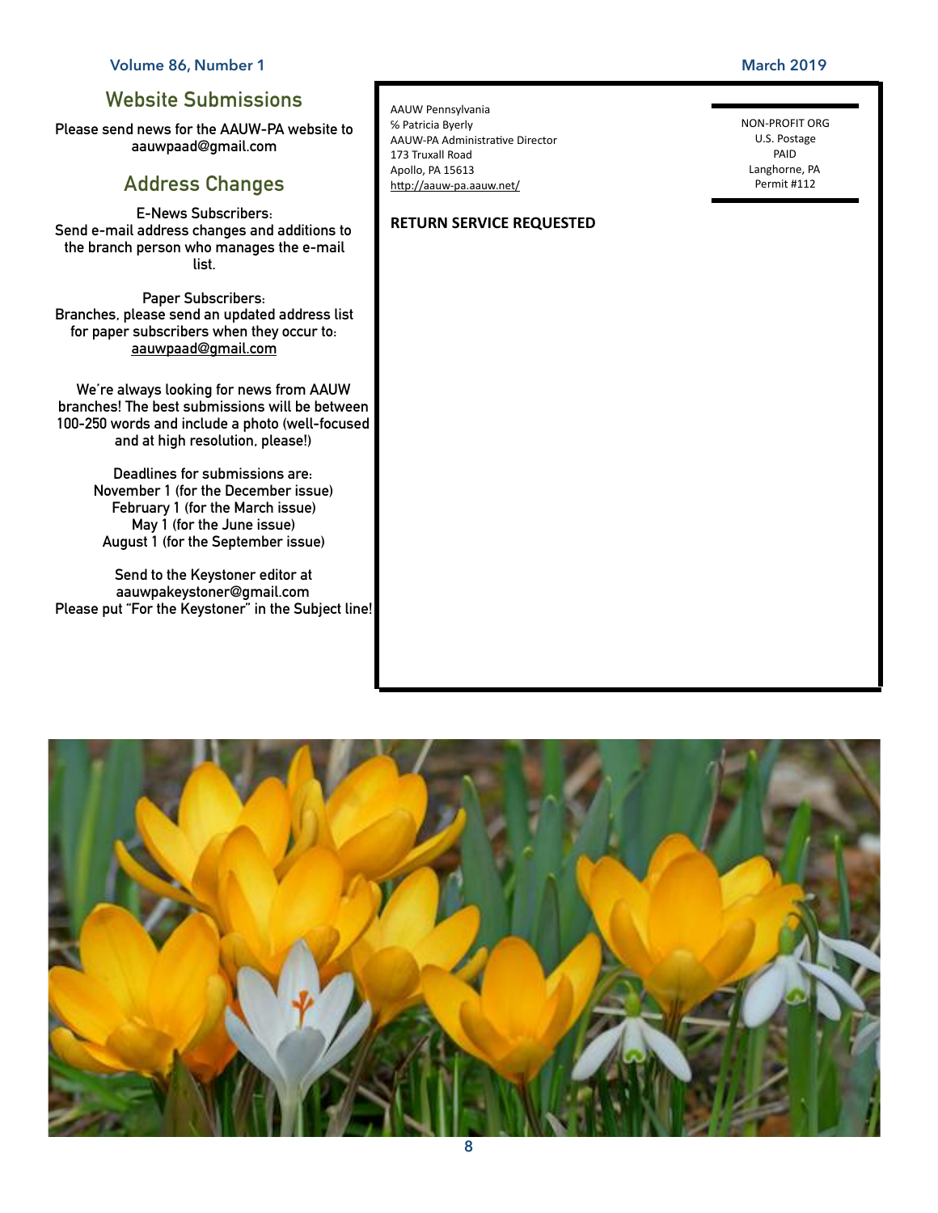## Website Submissions

**Please send news for the AAUW-PA website to aauwpaad@gmail.com**

## Address Changes

**E-News Subscribers:**
**Send e-mail address changes and additions to the branch person who manages the e-mail list.**

**Paper Subscribers:**
**Branches, please send an updated address list for paper subscribers when they occur to: aauwpaad@gmail.com**

**We're always looking for news from AAUW branches! The best submissions will be between 100-250 words and include a photo (well-focused and at high resolution, please!)**

**Deadlines for submissions are:**
**November 1 (for the December issue)**
**February 1 (for the March issue)**
**May 1 (for the June issue)**
**August 1 (for the September issue)**

**Send to the Keystoner editor at aauwpakeystoner@gmail.com**
**Please put "For the Keystoner" in the Subject line!**

AAUW Pennsylvania
℅ Patricia Byerly
AAUW-PA Administrative Director
173 Truxall Road
Apollo, PA 15613
http://aauw-pa.aauw.net/

NON-PROFIT ORG
U.S. Postage
PAID
Langhorne, PA
Permit #112

**RETURN SERVICE REQUESTED**